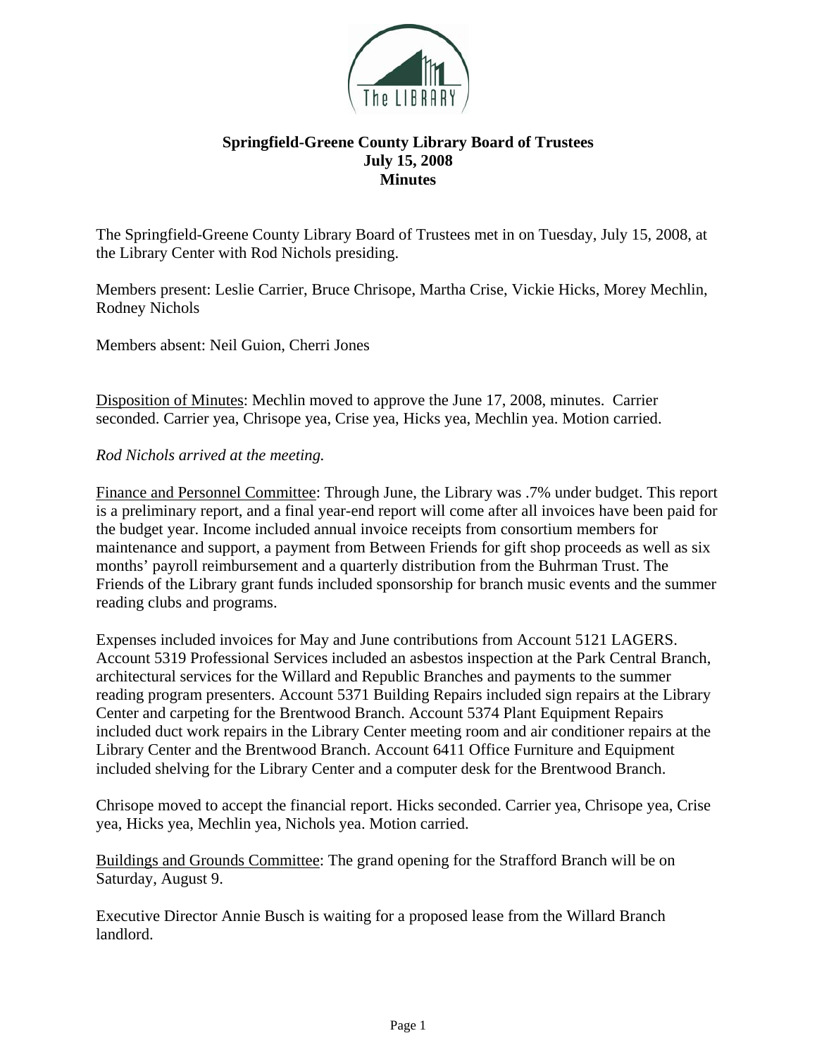# Springfield-Greene County Library Board of Trustees
## July 15, 2008
## Minutes

The Springfield-Greene County Library Board of Trustees met in on Tuesday, July 15, 2008, at the Library Center with Rod Nichols presiding.

Members present: Leslie Carrier, Bruce Chrisope, Martha Crise, Vickie Hicks, Morey Mechlin, Rodney Nichols

Members absent: Neil Guion, Cherri Jones

Disposition of Minutes: Mechlin moved to approve the June 17, 2008, minutes. Carrier seconded. Carrier yea, Chrisope yea, Crise yea, Hicks yea, Mechlin yea. Motion carried.

*Rod Nichols arrived at the meeting.*

Finance and Personnel Committee: Through June, the Library was .7% under budget. This report is a preliminary report, and a final year-end report will come after all invoices have been paid for the budget year. Income included annual invoice receipts from consortium members for maintenance and support, a payment from Between Friends for gift shop proceeds as well as six months' payroll reimbursement and a quarterly distribution from the Buhrman Trust. The Friends of the Library grant funds included sponsorship for branch music events and the summer reading clubs and programs.

Expenses included invoices for May and June contributions from Account 5121 LAGERS. Account 5319 Professional Services included an asbestos inspection at the Park Central Branch, architectural services for the Willard and Republic Branches and payments to the summer reading program presenters. Account 5371 Building Repairs included sign repairs at the Library Center and carpeting for the Brentwood Branch. Account 5374 Plant Equipment Repairs included duct work repairs in the Library Center meeting room and air conditioner repairs at the Library Center and the Brentwood Branch. Account 6411 Office Furniture and Equipment included shelving for the Library Center and a computer desk for the Brentwood Branch.

Chrisope moved to accept the financial report. Hicks seconded. Carrier yea, Chrisope yea, Crise yea, Hicks yea, Mechlin yea, Nichols yea. Motion carried.

Buildings and Grounds Committee: The grand opening for the Strafford Branch will be on Saturday, August 9.

Executive Director Annie Busch is waiting for a proposed lease from the Willard Branch landlord.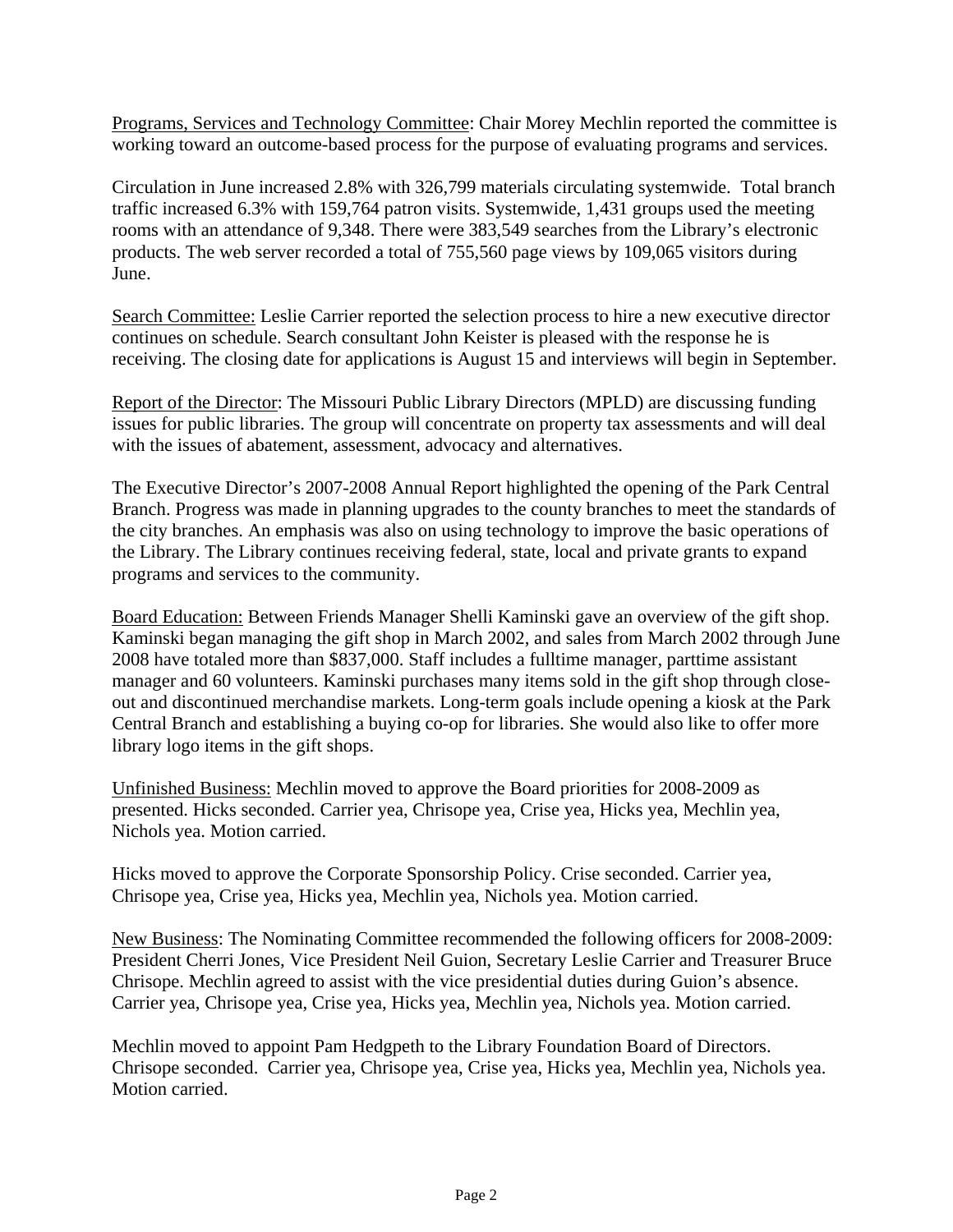Programs, Services and Technology Committee: Chair Morey Mechlin reported the committee is working toward an outcome-based process for the purpose of evaluating programs and services.

Circulation in June increased 2.8% with 326,799 materials circulating systemwide. Total branch traffic increased 6.3% with 159,764 patron visits. Systemwide, 1,431 groups used the meeting rooms with an attendance of 9,348. There were 383,549 searches from the Library's electronic products. The web server recorded a total of 755,560 page views by 109,065 visitors during June.

Search Committee: Leslie Carrier reported the selection process to hire a new executive director continues on schedule. Search consultant John Keister is pleased with the response he is receiving. The closing date for applications is August 15 and interviews will begin in September.

Report of the Director: The Missouri Public Library Directors (MPLD) are discussing funding issues for public libraries. The group will concentrate on property tax assessments and will deal with the issues of abatement, assessment, advocacy and alternatives.

The Executive Director's 2007-2008 Annual Report highlighted the opening of the Park Central Branch. Progress was made in planning upgrades to the county branches to meet the standards of the city branches. An emphasis was also on using technology to improve the basic operations of the Library. The Library continues receiving federal, state, local and private grants to expand programs and services to the community.

Board Education: Between Friends Manager Shelli Kaminski gave an overview of the gift shop. Kaminski began managing the gift shop in March 2002, and sales from March 2002 through June 2008 have totaled more than $837,000. Staff includes a fulltime manager, parttime assistant manager and 60 volunteers. Kaminski purchases many items sold in the gift shop through close-out and discontinued merchandise markets. Long-term goals include opening a kiosk at the Park Central Branch and establishing a buying co-op for libraries. She would also like to offer more library logo items in the gift shops.

Unfinished Business: Mechlin moved to approve the Board priorities for 2008-2009 as presented. Hicks seconded. Carrier yea, Chrisope yea, Crise yea, Hicks yea, Mechlin yea, Nichols yea. Motion carried.

Hicks moved to approve the Corporate Sponsorship Policy. Crise seconded. Carrier yea, Chrisope yea, Crise yea, Hicks yea, Mechlin yea, Nichols yea. Motion carried.

New Business: The Nominating Committee recommended the following officers for 2008-2009: President Cherri Jones, Vice President Neil Guion, Secretary Leslie Carrier and Treasurer Bruce Chrisope. Mechlin agreed to assist with the vice presidential duties during Guion's absence. Carrier yea, Chrisope yea, Crise yea, Hicks yea, Mechlin yea, Nichols yea. Motion carried.

Mechlin moved to appoint Pam Hedgpeth to the Library Foundation Board of Directors. Chrisope seconded. Carrier yea, Chrisope yea, Crise yea, Hicks yea, Mechlin yea, Nichols yea. Motion carried.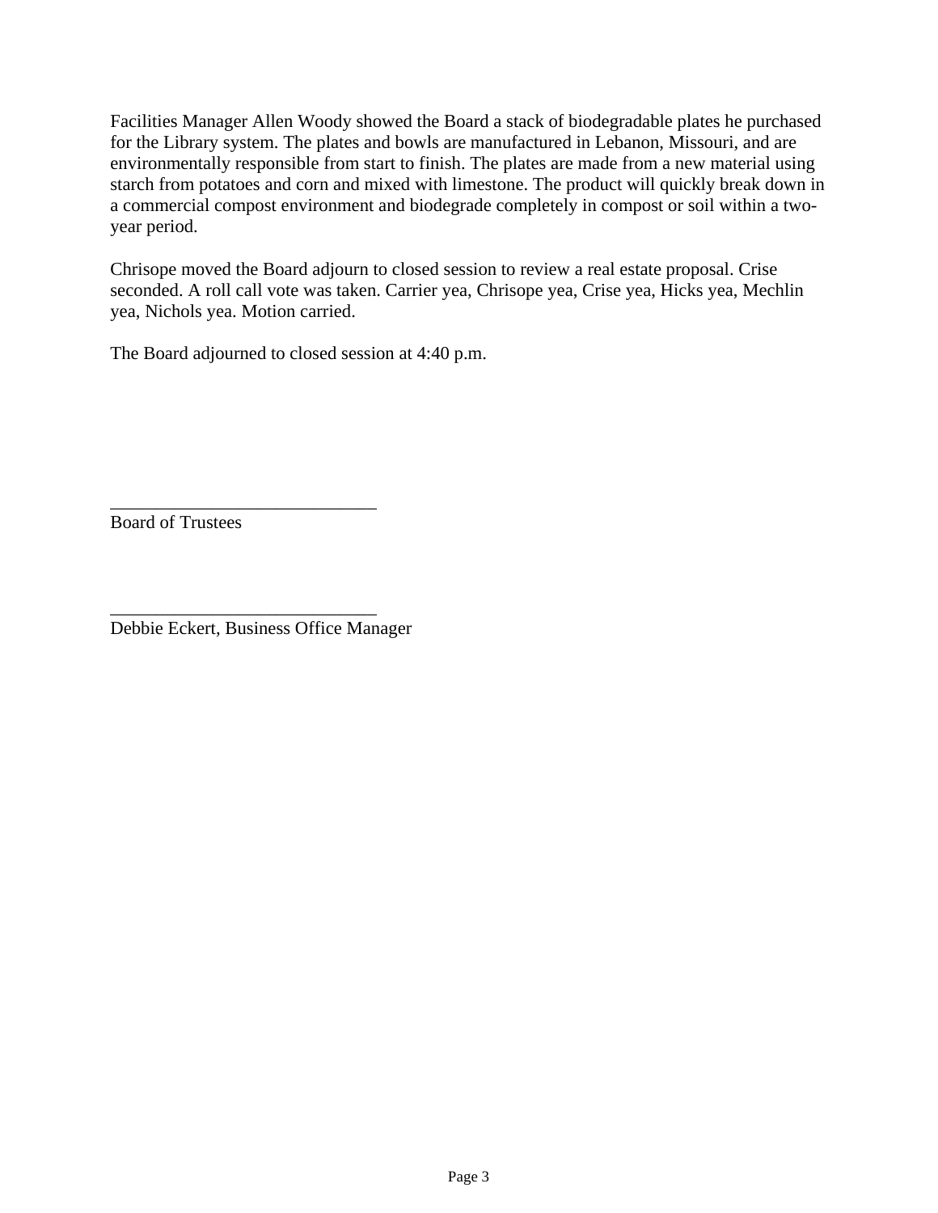Facilities Manager Allen Woody showed the Board a stack of biodegradable plates he purchased for the Library system. The plates and bowls are manufactured in Lebanon, Missouri, and are environmentally responsible from start to finish. The plates are made from a new material using starch from potatoes and corn and mixed with limestone. The product will quickly break down in a commercial compost environment and biodegrade completely in compost or soil within a two-year period.

Chrisope moved the Board adjourn to closed session to review a real estate proposal. Crise seconded. A roll call vote was taken. Carrier yea, Chrisope yea, Crise yea, Hicks yea, Mechlin yea, Nichols yea. Motion carried.

The Board adjourned to closed session at 4:40 p.m.

_____________________________
Board of Trustees

_____________________________
Debbie Eckert, Business Office Manager